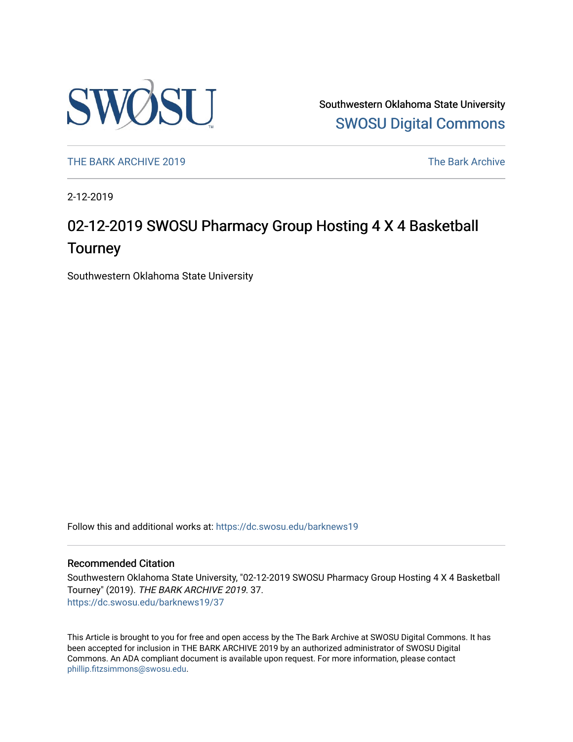Southwestern Oklahoma State University

SWOSU Digital Commons

THE BARK ARCHIVE 2019

The Bark Archive

2-12-2019

# 02-12-2019 SWOSU Pharmacy Group Hosting 4 X 4 Basketball Tourney

Southwestern Oklahoma State University

Follow this and additional works at: https://dc.swosu.edu/barknews19

## Recommended Citation

Southwestern Oklahoma State University, "02-12-2019 SWOSU Pharmacy Group Hosting 4 X 4 Basketball Tourney" (2019). *THE BARK ARCHIVE 2019*. 37.
https://dc.swosu.edu/barknews19/37

This Article is brought to you for free and open access by the The Bark Archive at SWOSU Digital Commons. It has been accepted for inclusion in THE BARK ARCHIVE 2019 by an authorized administrator of SWOSU Digital Commons. An ADA compliant document is available upon request. For more information, please contact phillip.fitzsimmons@swosu.edu.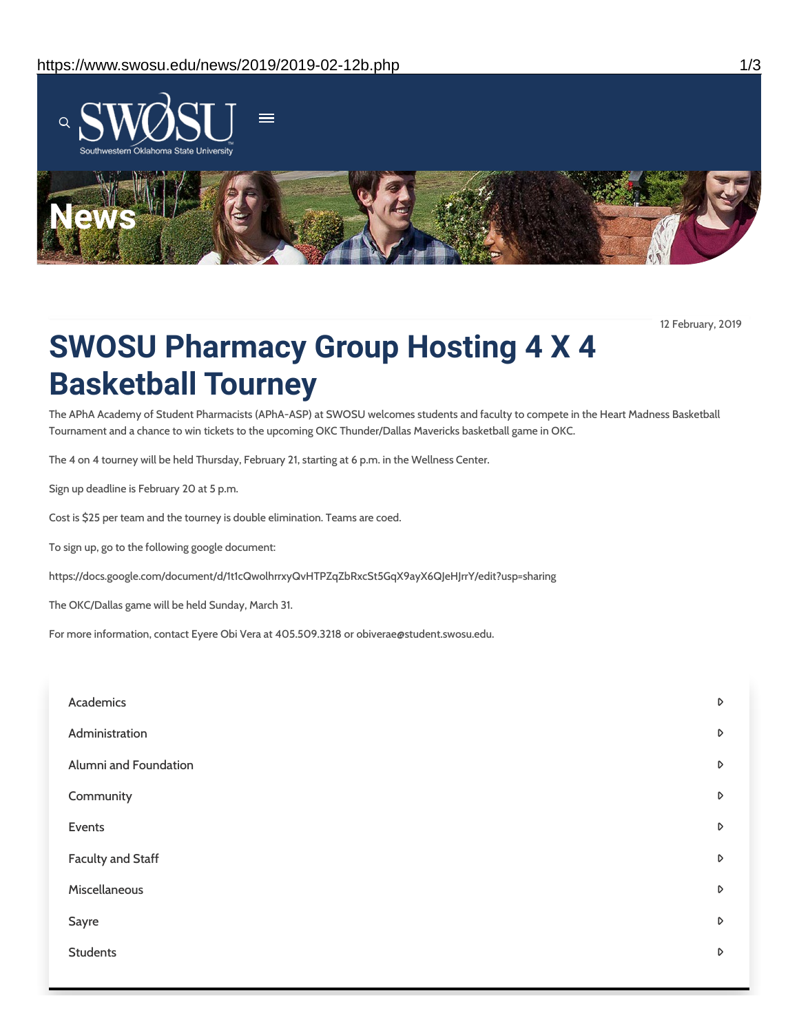# News

12 February, 2019

# SWOSU Pharmacy Group Hosting 4 X 4 Basketball Tourney

The APhA Academy of Student Pharmacists (APhA-ASP) at SWOSU welcomes students and faculty to compete in the Heart Madness Basketball Tournament and a chance to win tickets to the upcoming OKC Thunder/Dallas Mavericks basketball game in OKC.

The 4 on 4 tourney will be held Thursday, February 21, starting at 6 p.m. in the Wellness Center.

Sign up deadline is February 20 at 5 p.m.

Cost is $25 per team and the tourney is double elimination. Teams are coed.

To sign up, go to the following google document:

https://docs.google.com/document/d/1t1cQwolhrrxyQvHTPZqZbRxcSt5GqX9ayX6QJeHJrrY/edit?usp=sharing

The OKC/Dallas game will be held Sunday, March 31.

For more information, contact Eyere Obi Vera at 405.509.3218 or obiverae@student.swosu.edu.

- Academics
- Administration
- Alumni and Foundation
- Community
- Events
- Faculty and Staff
- Miscellaneous
- Sayre
- Students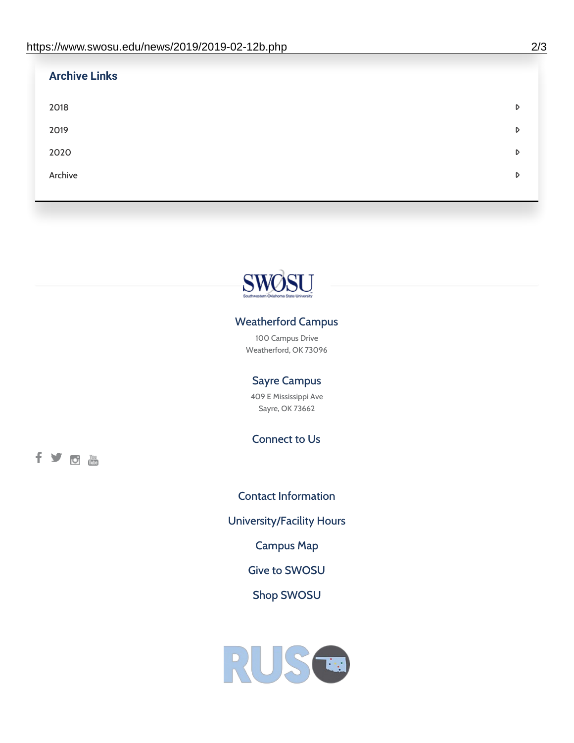## Archive Links

- 2018
- 2019
- 2020
- Archive

### Weatherford Campus

100 Campus Drive
Weatherford, OK 73096

### Sayre Campus

409 E Mississippi Ave
Sayre, OK 73662

### Connect to Us

Contact Information

University/Facility Hours

Campus Map

Give to SWOSU

Shop SWOSU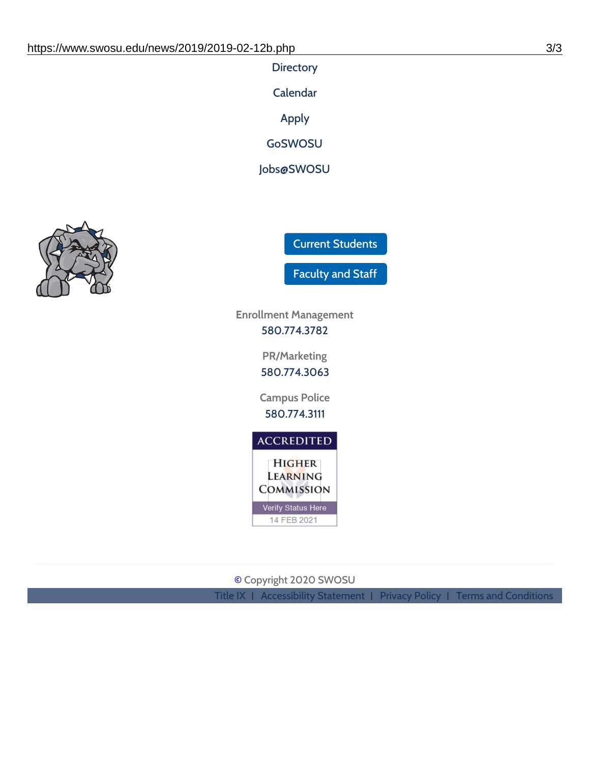Directory

Calendar

Apply

GoSWOSU

Jobs@SWOSU

Current Students

Faculty and Staff

Enrollment Management
580.774.3782

PR/Marketing
580.774.3063

Campus Police
580.774.3111

ACCREDITED
HIGHER LEARNING COMMISSION
Verify Status Here
14 FEB 2021

© Copyright 2020 SWOSU

Title IX | Accessibility Statement | Privacy Policy | Terms and Conditions